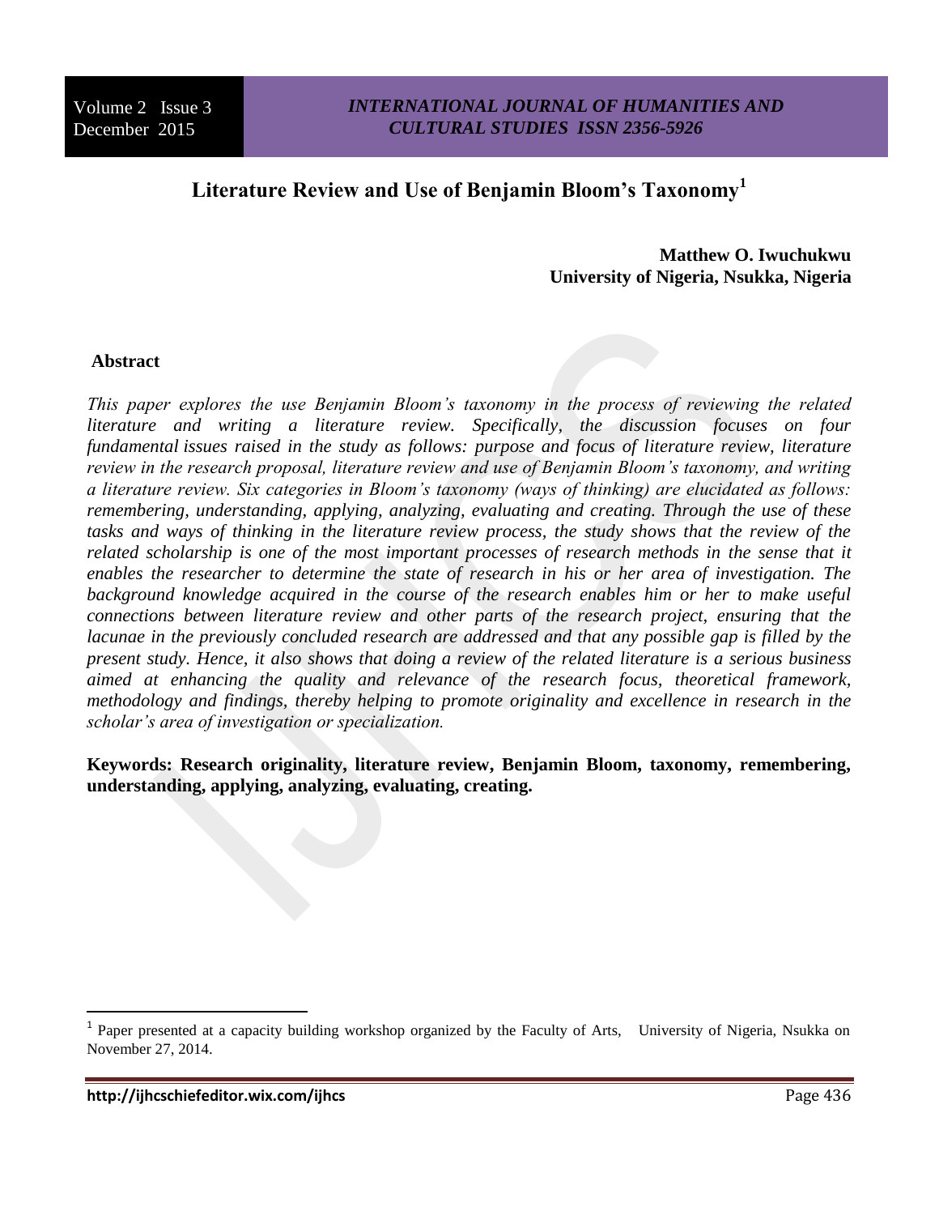# Literature Review and Use of Benjamin Bloom's Taxonomy[1]

**Matthew O. Iwuchukwu**
**University of Nigeria, Nsukka, Nigeria**

## Abstract

*This paper explores the use Benjamin Bloom's taxonomy in the process of reviewing the related literature and writing a literature review. Specifically, the discussion focuses on four fundamental issues raised in the study as follows: purpose and focus of literature review, literature review in the research proposal, literature review and use of Benjamin Bloom's taxonomy, and writing a literature review. Six categories in Bloom's taxonomy (ways of thinking) are elucidated as follows: remembering, understanding, applying, analyzing, evaluating and creating. Through the use of these tasks and ways of thinking in the literature review process, the study shows that the review of the related scholarship is one of the most important processes of research methods in the sense that it enables the researcher to determine the state of research in his or her area of investigation. The background knowledge acquired in the course of the research enables him or her to make useful connections between literature review and other parts of the research project, ensuring that the lacunae in the previously concluded research are addressed and that any possible gap is filled by the present study. Hence, it also shows that doing a review of the related literature is a serious business aimed at enhancing the quality and relevance of the research focus, theoretical framework, methodology and findings, thereby helping to promote originality and excellence in research in the scholar's area of investigation or specialization.*

**Keywords: Research originality, literature review, Benjamin Bloom, taxonomy, remembering, understanding, applying, analyzing, evaluating, creating.**

---

[1] Paper presented at a capacity building workshop organized by the Faculty of Arts, University of Nigeria, Nsukka on November 27, 2014.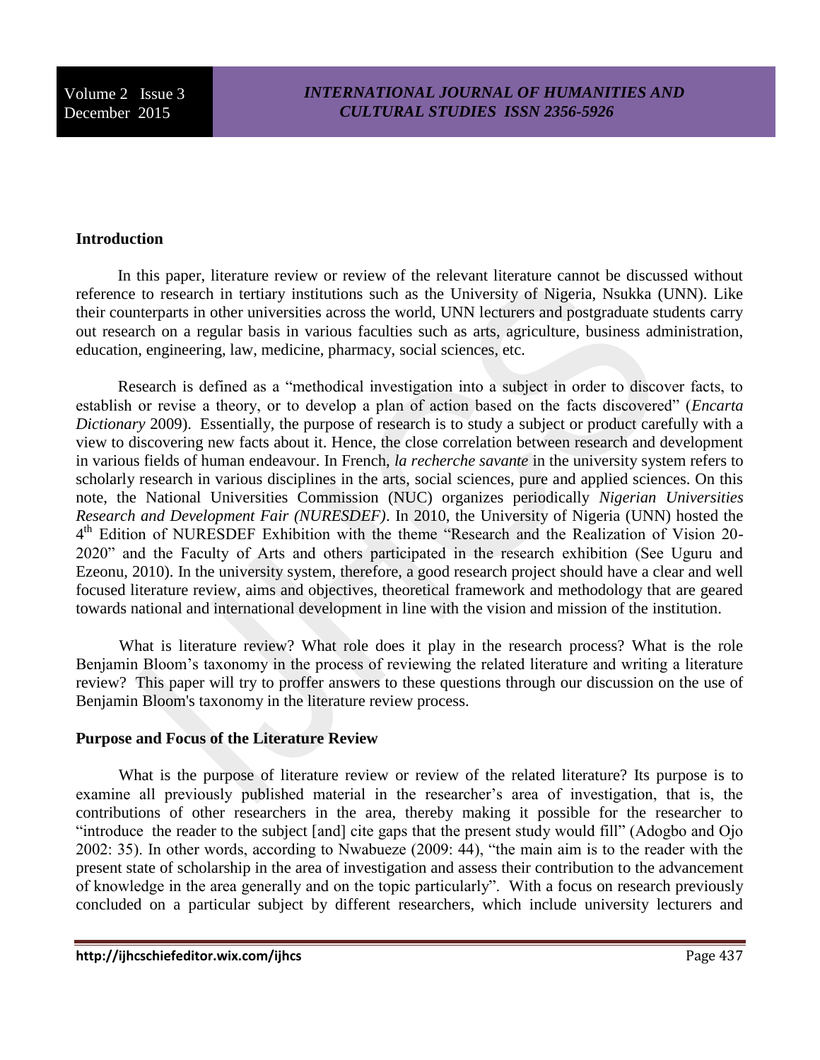### Introduction

In this paper, literature review or review of the relevant literature cannot be discussed without reference to research in tertiary institutions such as the University of Nigeria, Nsukka (UNN). Like their counterparts in other universities across the world, UNN lecturers and postgraduate students carry out research on a regular basis in various faculties such as arts, agriculture, business administration, education, engineering, law, medicine, pharmacy, social sciences, etc.

Research is defined as a "methodical investigation into a subject in order to discover facts, to establish or revise a theory, or to develop a plan of action based on the facts discovered" (*Encarta Dictionary* 2009). Essentially, the purpose of research is to study a subject or product carefully with a view to discovering new facts about it. Hence, the close correlation between research and development in various fields of human endeavour. In French, *la recherche savante* in the university system refers to scholarly research in various disciplines in the arts, social sciences, pure and applied sciences. On this note, the National Universities Commission (NUC) organizes periodically *Nigerian Universities Research and Development Fair (NURESDEF)*. In 2010, the University of Nigeria (UNN) hosted the 4th Edition of NURESDEF Exhibition with the theme "Research and the Realization of Vision 20-2020" and the Faculty of Arts and others participated in the research exhibition (See Uguru and Ezeonu, 2010). In the university system, therefore, a good research project should have a clear and well focused literature review, aims and objectives, theoretical framework and methodology that are geared towards national and international development in line with the vision and mission of the institution.

What is literature review? What role does it play in the research process? What is the role Benjamin Bloom's taxonomy in the process of reviewing the related literature and writing a literature review? This paper will try to proffer answers to these questions through our discussion on the use of Benjamin Bloom's taxonomy in the literature review process.

### Purpose and Focus of the Literature Review

What is the purpose of literature review or review of the related literature? Its purpose is to examine all previously published material in the researcher's area of investigation, that is, the contributions of other researchers in the area, thereby making it possible for the researcher to "introduce the reader to the subject [and] cite gaps that the present study would fill" (Adogbo and Ojo 2002: 35). In other words, according to Nwabueze (2009: 44), "the main aim is to the reader with the present state of scholarship in the area of investigation and assess their contribution to the advancement of knowledge in the area generally and on the topic particularly". With a focus on research previously concluded on a particular subject by different researchers, which include university lecturers and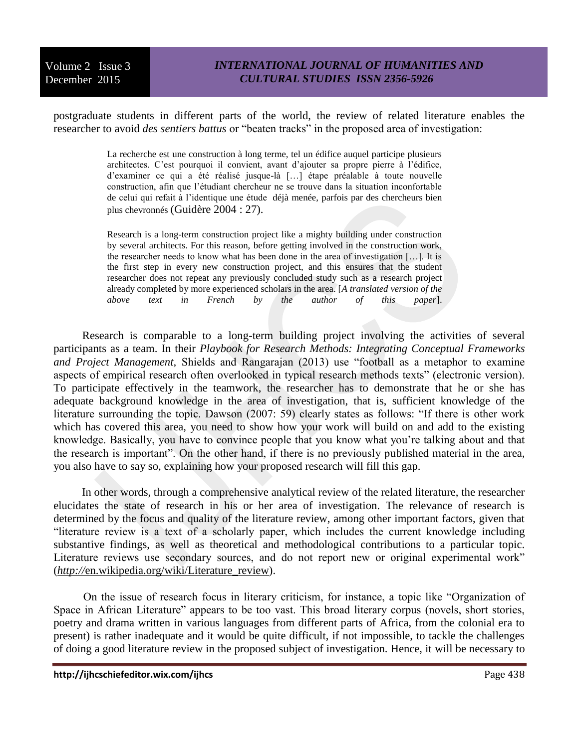postgraduate students in different parts of the world, the review of related literature enables the researcher to avoid *des sentiers battus* or "beaten tracks" in the proposed area of investigation:

> La recherche est une construction à long terme, tel un édifice auquel participe plusieurs architectes. C'est pourquoi il convient, avant d'ajouter sa propre pierre à l'édifice, d'examiner ce qui a été réalisé jusque-là […] étape préalable à toute nouvelle construction, afin que l'étudiant chercheur ne se trouve dans la situation inconfortable de celui qui refait à l'identique une étude déjà menée, parfois par des chercheurs bien plus chevronnés (Guidère 2004 : 27).
>
> Research is a long-term construction project like a mighty building under construction by several architects. For this reason, before getting involved in the construction work, the researcher needs to know what has been done in the area of investigation […]. It is the first step in every new construction project, and this ensures that the student researcher does not repeat any previously concluded study such as a research project already completed by more experienced scholars in the area. [*A translated version of the above text in French by the author of this paper*].

Research is comparable to a long-term building project involving the activities of several participants as a team. In their *Playbook for Research Methods: Integrating Conceptual Frameworks and Project Management,* Shields and Rangarajan (2013) use "football as a metaphor to examine aspects of empirical research often overlooked in typical research methods texts" (electronic version). To participate effectively in the teamwork, the researcher has to demonstrate that he or she has adequate background knowledge in the area of investigation, that is, sufficient knowledge of the literature surrounding the topic. Dawson (2007: 59) clearly states as follows: "If there is other work which has covered this area, you need to show how your work will build on and add to the existing knowledge. Basically, you have to convince people that you know what you're talking about and that the research is important". On the other hand, if there is no previously published material in the area, you also have to say so, explaining how your proposed research will fill this gap.

In other words, through a comprehensive analytical review of the related literature, the researcher elucidates the state of research in his or her area of investigation. The relevance of research is determined by the focus and quality of the literature review, among other important factors, given that "literature review is a text of a scholarly paper, which includes the current knowledge including substantive findings, as well as theoretical and methodological contributions to a particular topic. Literature reviews use secondary sources, and do not report new or original experimental work" (*http://*en.wikipedia.org/wiki/Literature_review).

On the issue of research focus in literary criticism, for instance, a topic like "Organization of Space in African Literature" appears to be too vast. This broad literary corpus (novels, short stories, poetry and drama written in various languages from different parts of Africa, from the colonial era to present) is rather inadequate and it would be quite difficult, if not impossible, to tackle the challenges of doing a good literature review in the proposed subject of investigation. Hence, it will be necessary to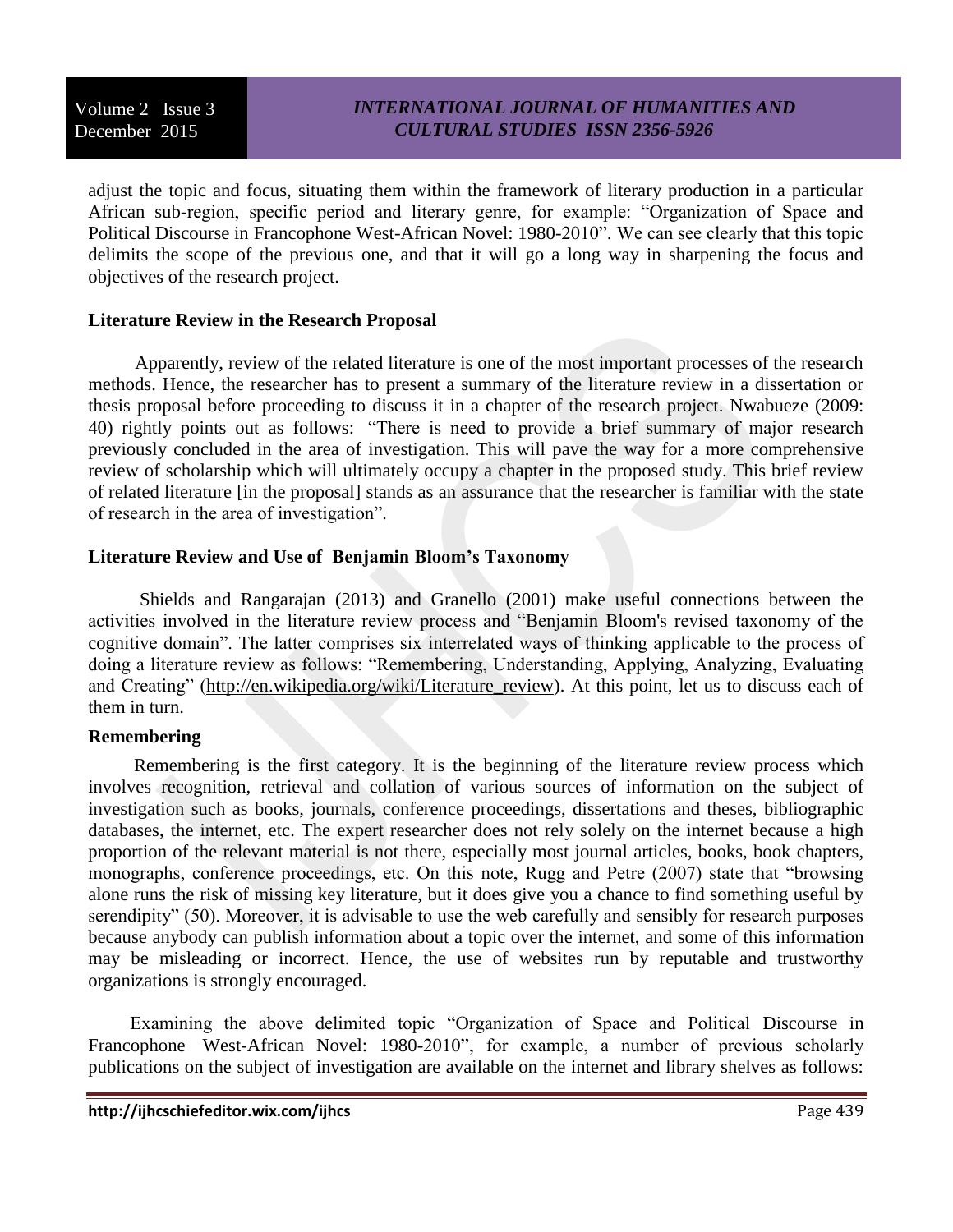adjust the topic and focus, situating them within the framework of literary production in a particular African sub-region, specific period and literary genre, for example: "Organization of Space and Political Discourse in Francophone West-African Novel: 1980-2010". We can see clearly that this topic delimits the scope of the previous one, and that it will go a long way in sharpening the focus and objectives of the research project.

**Literature Review in the Research Proposal**

Apparently, review of the related literature is one of the most important processes of the research methods. Hence, the researcher has to present a summary of the literature review in a dissertation or thesis proposal before proceeding to discuss it in a chapter of the research project. Nwabueze (2009: 40) rightly points out as follows: "There is need to provide a brief summary of major research previously concluded in the area of investigation. This will pave the way for a more comprehensive review of scholarship which will ultimately occupy a chapter in the proposed study. This brief review of related literature [in the proposal] stands as an assurance that the researcher is familiar with the state of research in the area of investigation".

**Literature Review and Use of Benjamin Bloom's Taxonomy**

Shields and Rangarajan (2013) and Granello (2001) make useful connections between the activities involved in the literature review process and "Benjamin Bloom's revised taxonomy of the cognitive domain". The latter comprises six interrelated ways of thinking applicable to the process of doing a literature review as follows: "Remembering, Understanding, Applying, Analyzing, Evaluating and Creating" (http://en.wikipedia.org/wiki/Literature_review). At this point, let us to discuss each of them in turn.

**Remembering**

Remembering is the first category. It is the beginning of the literature review process which involves recognition, retrieval and collation of various sources of information on the subject of investigation such as books, journals, conference proceedings, dissertations and theses, bibliographic databases, the internet, etc. The expert researcher does not rely solely on the internet because a high proportion of the relevant material is not there, especially most journal articles, books, book chapters, monographs, conference proceedings, etc. On this note, Rugg and Petre (2007) state that "browsing alone runs the risk of missing key literature, but it does give you a chance to find something useful by serendipity" (50). Moreover, it is advisable to use the web carefully and sensibly for research purposes because anybody can publish information about a topic over the internet, and some of this information may be misleading or incorrect. Hence, the use of websites run by reputable and trustworthy organizations is strongly encouraged.

Examining the above delimited topic "Organization of Space and Political Discourse in Francophone West-African Novel: 1980-2010", for example, a number of previous scholarly publications on the subject of investigation are available on the internet and library shelves as follows: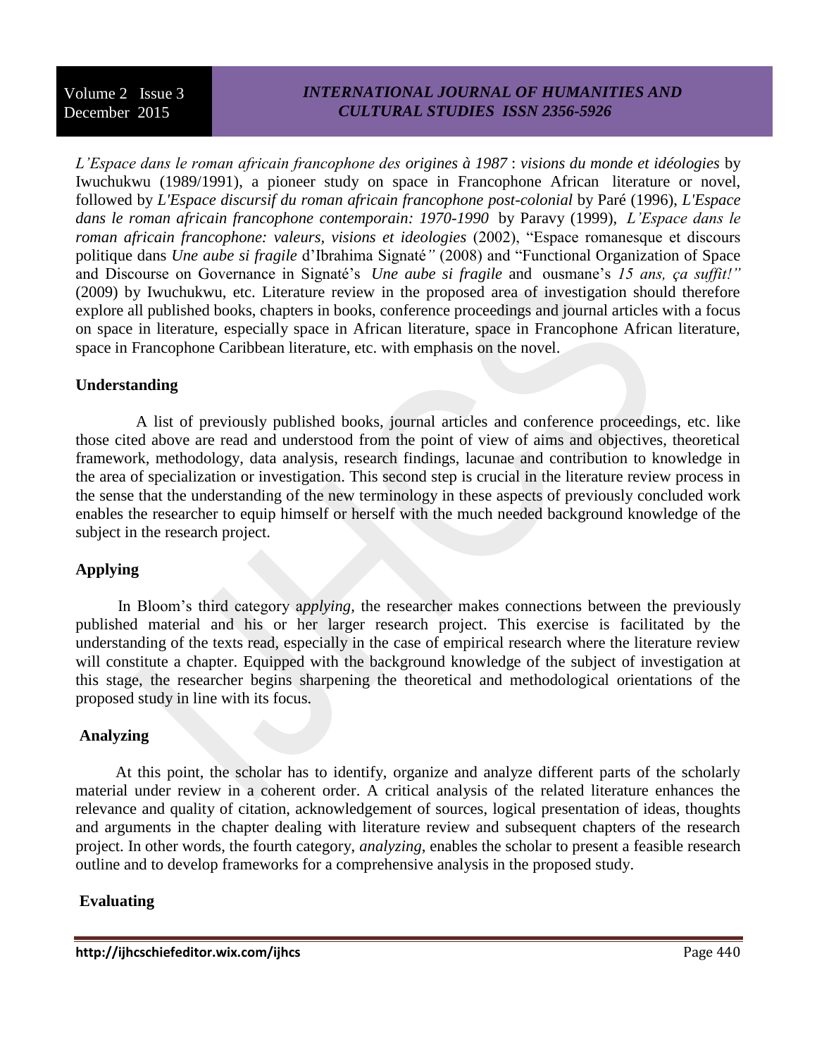*L'Espace dans le roman africain francophone des origines à 1987* : *visions du monde et idéologies* by Iwuchukwu (1989/1991), a pioneer study on space in Francophone African literature or novel, followed by *L'Espace discursif du roman africain francophone post-colonial* by Paré (1996), *L'Espace dans le roman africain francophone contemporain: 1970-1990* by Paravy (1999), *L'Espace dans le roman africain francophone: valeurs, visions et ideologies* (2002), "Espace romanesque et discours politique dans *Une aube si fragile* d'Ibrahima Signaté*"* (2008) and "Functional Organization of Space and Discourse on Governance in Signaté's *Une aube si fragile* and ousmane's *15 ans, ça suffit!"* (2009) by Iwuchukwu, etc. Literature review in the proposed area of investigation should therefore explore all published books, chapters in books, conference proceedings and journal articles with a focus on space in literature, especially space in African literature, space in Francophone African literature, space in Francophone Caribbean literature, etc. with emphasis on the novel.

**Understanding**

A list of previously published books, journal articles and conference proceedings, etc. like those cited above are read and understood from the point of view of aims and objectives, theoretical framework, methodology, data analysis, research findings, lacunae and contribution to knowledge in the area of specialization or investigation. This second step is crucial in the literature review process in the sense that the understanding of the new terminology in these aspects of previously concluded work enables the researcher to equip himself or herself with the much needed background knowledge of the subject in the research project.

**Applying**

In Bloom's third category a*pplying*, the researcher makes connections between the previously published material and his or her larger research project. This exercise is facilitated by the understanding of the texts read, especially in the case of empirical research where the literature review will constitute a chapter. Equipped with the background knowledge of the subject of investigation at this stage, the researcher begins sharpening the theoretical and methodological orientations of the proposed study in line with its focus.

**Analyzing**

At this point, the scholar has to identify, organize and analyze different parts of the scholarly material under review in a coherent order. A critical analysis of the related literature enhances the relevance and quality of citation, acknowledgement of sources, logical presentation of ideas, thoughts and arguments in the chapter dealing with literature review and subsequent chapters of the research project. In other words, the fourth category, *analyzing*, enables the scholar to present a feasible research outline and to develop frameworks for a comprehensive analysis in the proposed study.

**Evaluating**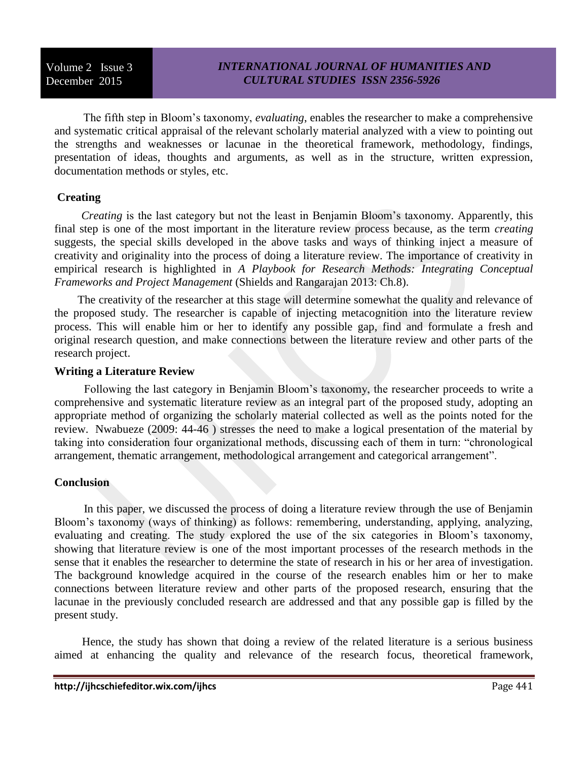The fifth step in Bloom's taxonomy, *evaluating*, enables the researcher to make a comprehensive and systematic critical appraisal of the relevant scholarly material analyzed with a view to pointing out the strengths and weaknesses or lacunae in the theoretical framework, methodology, findings, presentation of ideas, thoughts and arguments, as well as in the structure, written expression, documentation methods or styles, etc.

### Creating

*Creating* is the last category but not the least in Benjamin Bloom's taxonomy. Apparently, this final step is one of the most important in the literature review process because, as the term *creating* suggests, the special skills developed in the above tasks and ways of thinking inject a measure of creativity and originality into the process of doing a literature review. The importance of creativity in empirical research is highlighted in *A Playbook for Research Methods: Integrating Conceptual Frameworks and Project Management* (Shields and Rangarajan 2013: Ch.8).

The creativity of the researcher at this stage will determine somewhat the quality and relevance of the proposed study. The researcher is capable of injecting metacognition into the literature review process. This will enable him or her to identify any possible gap, find and formulate a fresh and original research question, and make connections between the literature review and other parts of the research project.

### Writing a Literature Review

Following the last category in Benjamin Bloom's taxonomy, the researcher proceeds to write a comprehensive and systematic literature review as an integral part of the proposed study, adopting an appropriate method of organizing the scholarly material collected as well as the points noted for the review. Nwabueze (2009: 44-46 ) stresses the need to make a logical presentation of the material by taking into consideration four organizational methods, discussing each of them in turn: "chronological arrangement, thematic arrangement, methodological arrangement and categorical arrangement".

### Conclusion

In this paper, we discussed the process of doing a literature review through the use of Benjamin Bloom's taxonomy (ways of thinking) as follows: remembering, understanding, applying, analyzing, evaluating and creating. The study explored the use of the six categories in Bloom's taxonomy, showing that literature review is one of the most important processes of the research methods in the sense that it enables the researcher to determine the state of research in his or her area of investigation. The background knowledge acquired in the course of the research enables him or her to make connections between literature review and other parts of the proposed research, ensuring that the lacunae in the previously concluded research are addressed and that any possible gap is filled by the present study.

Hence, the study has shown that doing a review of the related literature is a serious business aimed at enhancing the quality and relevance of the research focus, theoretical framework,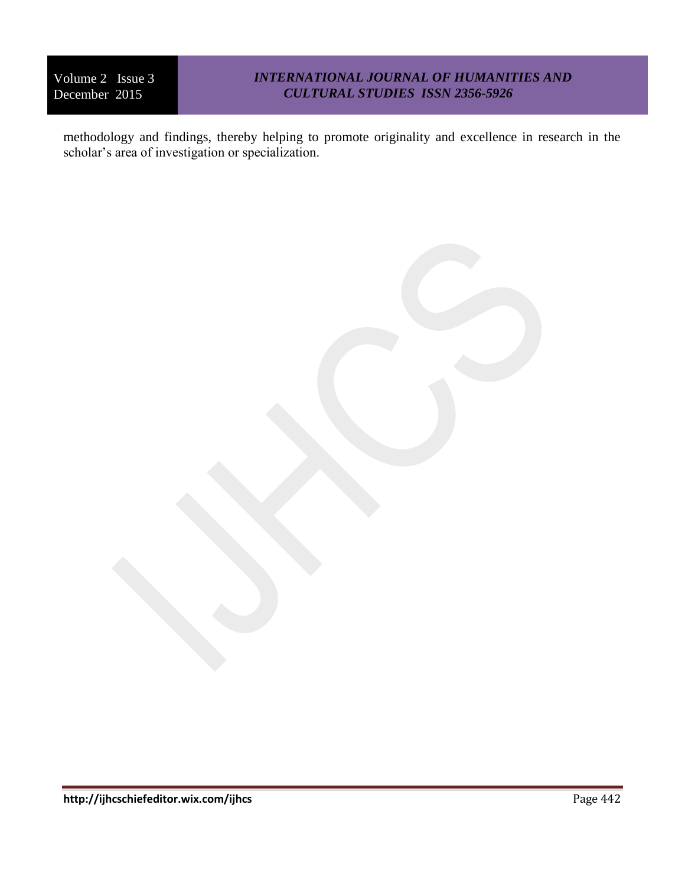methodology and findings, thereby helping to promote originality and excellence in research in the scholar’s area of investigation or specialization.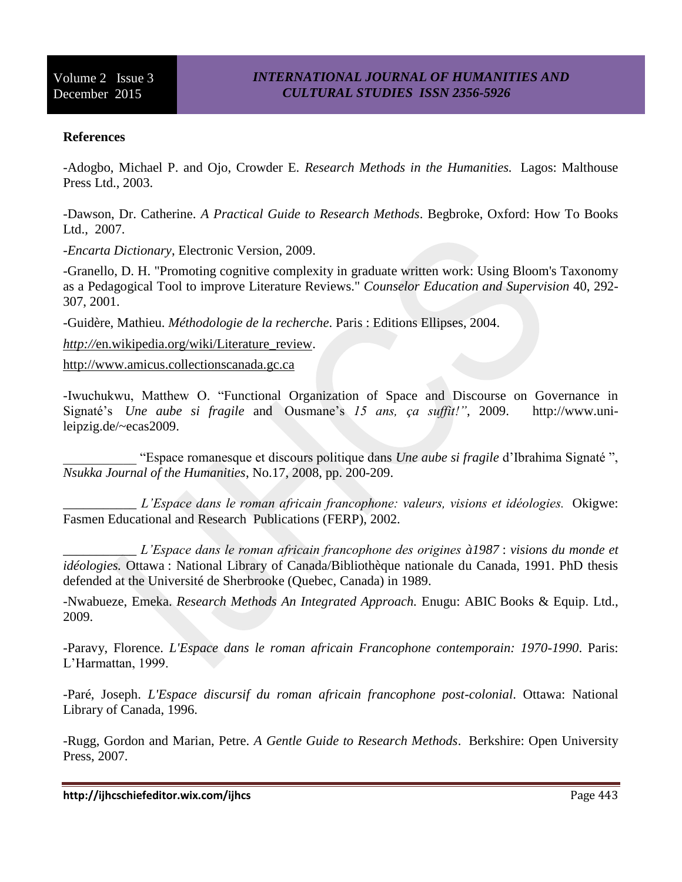**References**

-Adogbo, Michael P. and Ojo, Crowder E. *Research Methods in the Humanities.* Lagos: Malthouse Press Ltd., 2003.

-Dawson, Dr. Catherine. *A Practical Guide to Research Methods*. Begbroke, Oxford: How To Books Ltd., 2007.

-*Encarta Dictionary*, Electronic Version, 2009.

-Granello, D. H. "Promoting cognitive complexity in graduate written work: Using Bloom's Taxonomy as a Pedagogical Tool to improve Literature Reviews." *Counselor Education and Supervision* 40, 292-307, 2001.

-Guidère, Mathieu. *Méthodologie de la recherche*. Paris : Editions Ellipses, 2004.

*http://*en.wikipedia.org/wiki/Literature_review.

http://www.amicus.collectionscanada.gc.ca

-Iwuchukwu, Matthew O. "Functional Organization of Space and Discourse on Governance in Signaté's *Une aube si fragile* and Ousmane's *15 ans, ça suffit!"*, 2009. http://www.uni-leipzig.de/~ecas2009.

___________ "Espace romanesque et discours politique dans *Une aube si fragile* d'Ibrahima Signaté ", *Nsukka Journal of the Humanities*, No.17, 2008, pp. 200-209.

___________ *L'Espace dans le roman africain francophone: valeurs, visions et idéologies.* Okigwe: Fasmen Educational and Research Publications (FERP), 2002.

___________ *L'Espace dans le roman africain francophone des origines à1987* : *visions du monde et idéologies.* Ottawa : National Library of Canada/Bibliothèque nationale du Canada, 1991. PhD thesis defended at the Université de Sherbrooke (Quebec, Canada) in 1989.

-Nwabueze, Emeka. *Research Methods An Integrated Approach.* Enugu: ABIC Books & Equip. Ltd., 2009.

-Paravy, Florence. *L'Espace dans le roman africain Francophone contemporain: 1970-1990*. Paris: L'Harmattan, 1999.

-Paré, Joseph. *L'Espace discursif du roman africain francophone post-colonial*. Ottawa: National Library of Canada, 1996.

-Rugg, Gordon and Marian, Petre. *A Gentle Guide to Research Methods*. Berkshire: Open University Press, 2007.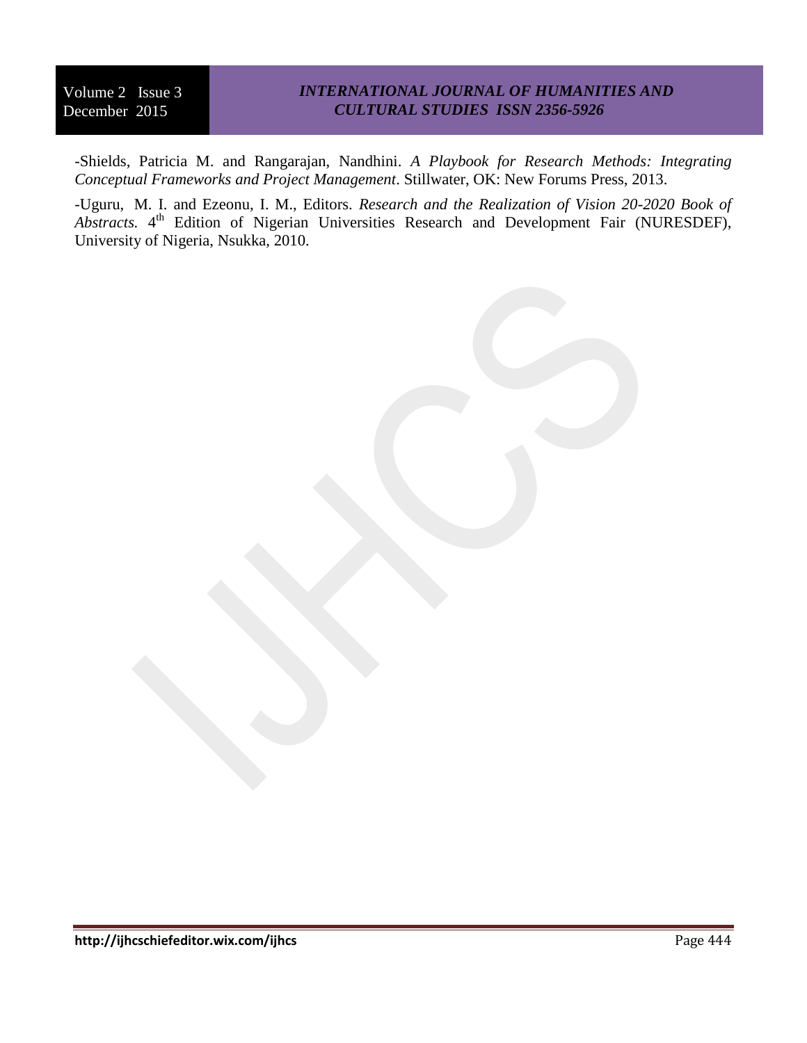-Shields, Patricia M. and Rangarajan, Nandhini. *A Playbook for Research Methods: Integrating Conceptual Frameworks and Project Management*. Stillwater, OK: New Forums Press, 2013.

-Uguru, M. I. and Ezeonu, I. M., Editors. *Research and the Realization of Vision 20-2020 Book of Abstracts.* 4th Edition of Nigerian Universities Research and Development Fair (NURESDEF), University of Nigeria, Nsukka, 2010.